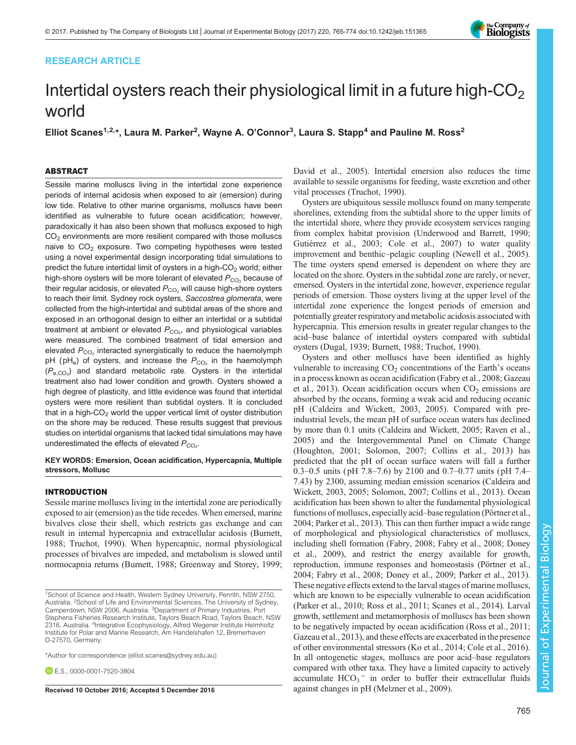RESEARCH ARTICLE

# Intertidal oysters reach their physiological limit in a future high-$CO_2$ world

**Elliot Scanes[1,2,*], Laura M. Parker[2], Wayne A. O'Connor[3], Laura S. Stapp[4] and Pauline M. Ross[2]**

## ABSTRACT

Sessile marine molluscs living in the intertidal zone experience periods of internal acidosis when exposed to air (emersion) during low tide. Relative to other marine organisms, molluscs have been identified as vulnerable to future ocean acidification; however, paradoxically it has also been shown that molluscs exposed to high $CO_2$ environments are more resilient compared with those molluscs naive to $CO_2$ exposure. Two competing hypotheses were tested using a novel experimental design incorporating tidal simulations to predict the future intertidal limit of oysters in a high-$CO_2$ world; either high-shore oysters will be more tolerant of elevated $P_{CO_2}$ because of their regular acidosis, or elevated $P_{CO_2}$ will cause high-shore oysters to reach their limit. Sydney rock oysters, *Saccostrea glomerata*, were collected from the high-intertidal and subtidal areas of the shore and exposed in an orthogonal design to either an intertidal or a subtidal treatment at ambient or elevated $P_{CO_2}$, and physiological variables were measured. The combined treatment of tidal emersion and elevated $P_{CO_2}$ interacted synergistically to reduce the haemolymph pH ($pH_e$) of oysters, and increase the $P_{CO_2}$ in the haemolymph ($P_{e,CO_2}$) and standard metabolic rate. Oysters in the intertidal treatment also had lower condition and growth. Oysters showed a high degree of plasticity, and little evidence was found that intertidal oysters were more resilient than subtidal oysters. It is concluded that in a high-$CO_2$ world the upper vertical limit of oyster distribution on the shore may be reduced. These results suggest that previous studies on intertidal organisms that lacked tidal simulations may have underestimated the effects of elevated $P_{CO_2}$.

**KEY WORDS: Emersion, Ocean acidification, Hypercapnia, Multiple stressors, Mollusc**

## INTRODUCTION

Sessile marine molluscs living in the intertidal zone are periodically exposed to air (emersion) as the tide recedes. When emersed, marine bivalves close their shell, which restricts gas exchange and can result in internal hypercapnia and extracellular acidosis (Burnett, 1988; Truchot, 1990). When hypercapnic, normal physiological processes of bivalves are impeded, and metabolism is slowed until normocapnia returns (Burnett, 1988; Greenway and Storey, 1999; David et al., 2005). Intertidal emersion also reduces the time available to sessile organisms for feeding, waste excretion and other vital processes (Truchot, 1990).

Oysters are ubiquitous sessile molluscs found on many temperate shorelines, extending from the subtidal shore to the upper limits of the intertidal shore, where they provide ecosystem services ranging from complex habitat provision (Underwood and Barrett, 1990; Gutiérrez et al., 2003; Cole et al., 2007) to water quality improvement and benthic–pelagic coupling (Newell et al., 2005). The time oysters spend emersed is dependent on where they are located on the shore. Oysters in the subtidal zone are rarely, or never, emersed. Oysters in the intertidal zone, however, experience regular periods of emersion. Those oysters living at the upper level of the intertidal zone experience the longest periods of emersion and potentially greater respiratory and metabolic acidosis associated with hypercapnia. This emersion results in greater regular changes to the acid–base balance of intertidal oysters compared with subtidal oysters (Dugal, 1939; Burnett, 1988; Truchot, 1990).

Oysters and other molluscs have been identified as highly vulnerable to increasing $CO_2$ concentrations of the Earth's oceans in a process known as ocean acidification (Fabry et al., 2008; Gazeau et al., 2013). Ocean acidification occurs when $CO_2$ emissions are absorbed by the oceans, forming a weak acid and reducing oceanic pH (Caldeira and Wickett, 2003, 2005). Compared with pre-industrial levels, the mean pH of surface ocean waters has declined by more than 0.1 units (Caldeira and Wickett, 2005; Raven et al., 2005) and the Intergovernmental Panel on Climate Change (Houghton, 2001; Solomon, 2007; Collins et al., 2013) has predicted that the pH of ocean surface waters will fall a further 0.3–0.5 units (pH 7.8–7.6) by 2100 and 0.7–0.77 units (pH 7.4–7.43) by 2300, assuming median emission scenarios (Caldeira and Wickett, 2003, 2005; Solomon, 2007; Collins et al., 2013). Ocean acidification has been shown to alter the fundamental physiological functions of molluscs, especially acid–base regulation (Pörtner et al., 2004; Parker et al., 2013). This can then further impact a wide range of morphological and physiological characteristics of molluscs, including shell formation (Fabry, 2008; Fabry et al., 2008; Doney et al., 2009), and restrict the energy available for growth, reproduction, immune responses and homeostasis (Pörtner et al., 2004; Fabry et al., 2008; Doney et al., 2009; Parker et al., 2013). These negative effects extend to the larval stages of marine molluscs, which are known to be especially vulnerable to ocean acidification (Parker et al., 2010; Ross et al., 2011; Scanes et al., 2014). Larval growth, settlement and metamorphosis of molluscs has been shown to be negatively impacted by ocean acidification (Ross et al., 2011; Gazeau et al., 2013), and these effects are exacerbated in the presence of other environmental stressors (Ko et al., 2014; Cole et al., 2016). In all ontogenetic stages, molluscs are poor acid–base regulators compared with other taxa. They have a limited capacity to actively accumulate $HCO_3^-$ in order to buffer their extracellular fluids against changes in pH (Melzner et al., 2009).

[1]School of Science and Health, Western Sydney University, Penrith, NSW 2750, Australia. [2]School of Life and Environmental Sciences, The University of Sydney, Camperdown, NSW 2006, Australia. [3]Department of Primary Industries, Port Stephens Fisheries Research Institute, Taylors Beach Road, Taylors Beach, NSW 2316, Australia. [4]Integrative Ecophysiology, Alfred Wegener Institute Helmholtz Institute for Polar and Marine Research, Am Handelshafen 12, Bremerhaven D-27570, Germany.

*Author for correspondence (elliot.scanes@sydney.edu.au)

E.S., 0000-0001-7520-3804

**Received 10 October 2016; Accepted 5 December 2016**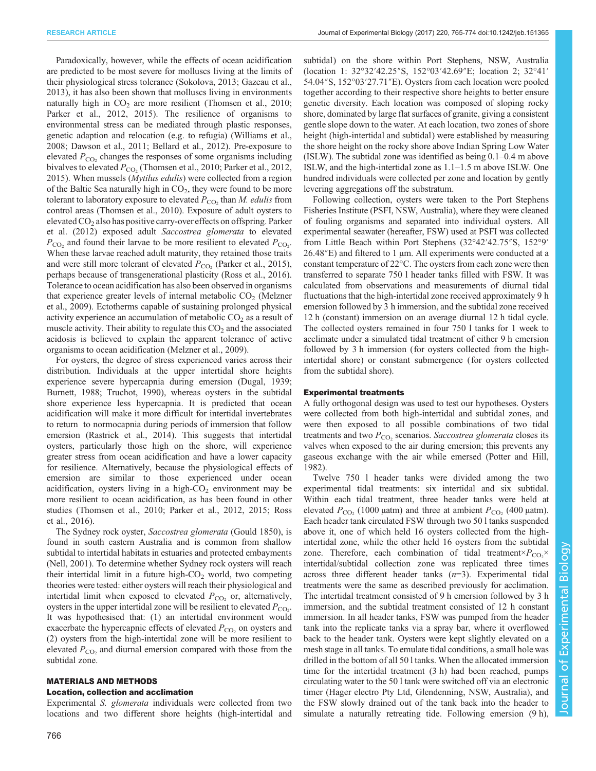Paradoxically, however, while the effects of ocean acidification are predicted to be most severe for molluscs living at the limits of their physiological stress tolerance (Sokolova, 2013; Gazeau et al., 2013), it has also been shown that molluscs living in environments naturally high in $CO_2$ are more resilient (Thomsen et al., 2010; Parker et al., 2012, 2015). The resilience of organisms to environmental stress can be mediated through plastic responses, genetic adaption and relocation (e.g. to refugia) (Williams et al., 2008; Dawson et al., 2011; Bellard et al., 2012). Pre-exposure to elevated $P_{CO_2}$ changes the responses of some organisms including bivalves to elevated $P_{CO_2}$ (Thomsen et al., 2010; Parker et al., 2012, 2015). When mussels (*Mytilus edulis*) were collected from a region of the Baltic Sea naturally high in $CO_2$, they were found to be more tolerant to laboratory exposure to elevated $P_{CO_2}$ than *M. edulis* from control areas (Thomsen et al., 2010). Exposure of adult oysters to elevated $CO_2$ also has positive carry-over effects on offspring. Parker et al. (2012) exposed adult *Saccostrea glomerata* to elevated $P_{CO_2}$ and found their larvae to be more resilient to elevated $P_{CO_2}$. When these larvae reached adult maturity, they retained those traits and were still more tolerant of elevated $P_{CO_2}$ (Parker et al., 2015), perhaps because of transgenerational plasticity (Ross et al., 2016). Tolerance to ocean acidification has also been observed in organisms that experience greater levels of internal metabolic $CO_2$ (Melzner et al., 2009). Ectotherms capable of sustaining prolonged physical activity experience an accumulation of metabolic $CO_2$ as a result of muscle activity. Their ability to regulate this $CO_2$ and the associated acidosis is believed to explain the apparent tolerance of active organisms to ocean acidification (Melzner et al., 2009).

For oysters, the degree of stress experienced varies across their distribution. Individuals at the upper intertidal shore heights experience severe hypercapnia during emersion (Dugal, 1939; Burnett, 1988; Truchot, 1990), whereas oysters in the subtidal shore experience less hypercapnia. It is predicted that ocean acidification will make it more difficult for intertidal invertebrates to return to normocapnia during periods of immersion that follow emersion (Rastrick et al., 2014). This suggests that intertidal oysters, particularly those high on the shore, will experience greater stress from ocean acidification and have a lower capacity for resilience. Alternatively, because the physiological effects of emersion are similar to those experienced under ocean acidification, oysters living in a high-$CO_2$ environment may be more resilient to ocean acidification, as has been found in other studies (Thomsen et al., 2010; Parker et al., 2012, 2015; Ross et al., 2016).

The Sydney rock oyster, *Saccostrea glomerata* (Gould 1850), is found in south eastern Australia and is common from shallow subtidal to intertidal habitats in estuaries and protected embayments (Nell, 2001). To determine whether Sydney rock oysters will reach their intertidal limit in a future high-$CO_2$ world, two competing theories were tested: either oysters will reach their physiological and intertidal limit when exposed to elevated $P_{CO_2}$ or, alternatively, oysters in the upper intertidal zone will be resilient to elevated $P_{CO_2}$. It was hypothesised that: (1) an intertidal environment would exacerbate the hypercapnic effects of elevated $P_{CO_2}$ on oysters and (2) oysters from the high-intertidal zone will be more resilient to elevated $P_{CO_2}$ and diurnal emersion compared with those from the subtidal zone.

## MATERIALS AND METHODS

### Location, collection and acclimation

Experimental *S. glomerata* individuals were collected from two locations and two different shore heights (high-intertidal and subtidal) on the shore within Port Stephens, NSW, Australia (location 1: 32°32′42.25″S, 152°03′42.69″E; location 2; 32°41′54.04″S, 152°03′27.71″E). Oysters from each location were pooled together according to their respective shore heights to better ensure genetic diversity. Each location was composed of sloping rocky shore, dominated by large flat surfaces of granite, giving a consistent gentle slope down to the water. At each location, two zones of shore height (high-intertidal and subtidal) were established by measuring the shore height on the rocky shore above Indian Spring Low Water (ISLW). The subtidal zone was identified as being 0.1–0.4 m above ISLW, and the high-intertidal zone as 1.1–1.5 m above ISLW. One hundred individuals were collected per zone and location by gently levering aggregations off the substratum.

Following collection, oysters were taken to the Port Stephens Fisheries Institute (PSFI, NSW, Australia), where they were cleaned of fouling organisms and separated into individual oysters. All experimental seawater (hereafter, FSW) used at PSFI was collected from Little Beach within Port Stephens (32°42′42.75″S, 152°9′26.48″E) and filtered to 1 µm. All experiments were conducted at a constant temperature of 22°C. The oysters from each zone were then transferred to separate 750 l header tanks filled with FSW. It was calculated from observations and measurements of diurnal tidal fluctuations that the high-intertidal zone received approximately 9 h emersion followed by 3 h immersion, and the subtidal zone received 12 h (constant) immersion on an average diurnal 12 h tidal cycle. The collected oysters remained in four 750 l tanks for 1 week to acclimate under a simulated tidal treatment of either 9 h emersion followed by 3 h immersion (for oysters collected from the high-intertidal shore) or constant submergence (for oysters collected from the subtidal shore).

### Experimental treatments

A fully orthogonal design was used to test our hypotheses. Oysters were collected from both high-intertidal and subtidal zones, and were then exposed to all possible combinations of two tidal treatments and two $P_{CO_2}$ scenarios. *Saccostrea glomerata* closes its valves when exposed to the air during emersion; this prevents any gaseous exchange with the air while emersed (Potter and Hill, 1982).

Twelve 750 l header tanks were divided among the two experimental tidal treatments: six intertidal and six subtidal. Within each tidal treatment, three header tanks were held at elevated $P_{CO_2}$ (1000 µatm) and three at ambient $P_{CO_2}$ (400 µatm). Each header tank circulated FSW through two 50 l tanks suspended above it, one of which held 16 oysters collected from the high-intertidal zone, while the other held 16 oysters from the subtidal zone. Therefore, each combination of tidal treatment×$P_{CO_2}$× intertidal/subtidal collection zone was replicated three times across three different header tanks ($n$=3). Experimental tidal treatments were the same as described previously for acclimation. The intertidal treatment consisted of 9 h emersion followed by 3 h immersion, and the subtidal treatment consisted of 12 h constant immersion. In all header tanks, FSW was pumped from the header tank into the replicate tanks via a spray bar, where it overflowed back to the header tank. Oysters were kept slightly elevated on a mesh stage in all tanks. To emulate tidal conditions, a small hole was drilled in the bottom of all 50 l tanks. When the allocated immersion time for the intertidal treatment (3 h) had been reached, pumps circulating water to the 50 l tank were switched off via an electronic timer (Hager electro Pty Ltd, Glendenning, NSW, Australia), and the FSW slowly drained out of the tank back into the header to simulate a naturally retreating tide. Following emersion (9 h),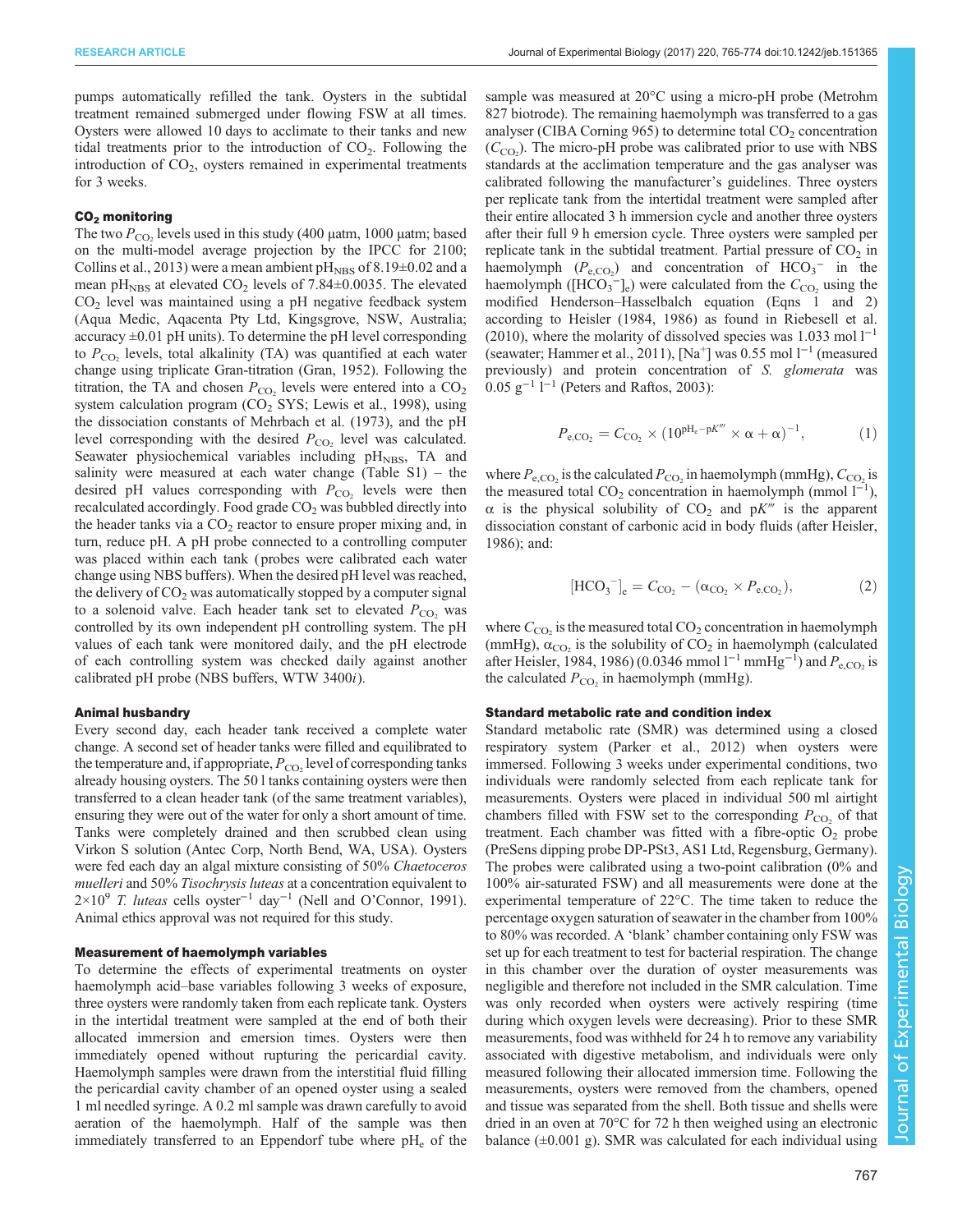pumps automatically refilled the tank. Oysters in the subtidal treatment remained submerged under flowing FSW at all times. Oysters were allowed 10 days to acclimate to their tanks and new tidal treatments prior to the introduction of $CO_2$. Following the introduction of $CO_2$, oysters remained in experimental treatments for 3 weeks.

### $CO_2$ monitoring

The two $P_{CO_2}$ levels used in this study (400 µatm, 1000 µatm; based on the multi-model average projection by the IPCC for 2100; Collins et al., 2013) were a mean ambient $pH_{NBS}$ of 8.19±0.02 and a mean $pH_{NBS}$ at elevated $CO_2$ levels of 7.84±0.0035. The elevated $CO_2$ level was maintained using a pH negative feedback system (Aqua Medic, Aqacenta Pty Ltd, Kingsgrove, NSW, Australia; accuracy ±0.01 pH units). To determine the pH level corresponding to $P_{CO_2}$ levels, total alkalinity (TA) was quantified at each water change using triplicate Gran-titration (Gran, 1952). Following the titration, the TA and chosen $P_{CO_2}$ levels were entered into a $CO_2$ system calculation program ($CO_2$ SYS; Lewis et al., 1998), using the dissociation constants of Mehrbach et al. (1973), and the pH level corresponding with the desired $P_{CO_2}$ level was calculated. Seawater physiochemical variables including $pH_{NBS}$, TA and salinity were measured at each water change (Table S1) – the desired pH values corresponding with $P_{CO_2}$ levels were then recalculated accordingly. Food grade $CO_2$ was bubbled directly into the header tanks via a $CO_2$ reactor to ensure proper mixing and, in turn, reduce pH. A pH probe connected to a controlling computer was placed within each tank (probes were calibrated each water change using NBS buffers). When the desired pH level was reached, the delivery of $CO_2$ was automatically stopped by a computer signal to a solenoid valve. Each header tank set to elevated $P_{CO_2}$ was controlled by its own independent pH controlling system. The pH values of each tank were monitored daily, and the pH electrode of each controlling system was checked daily against another calibrated pH probe (NBS buffers, WTW 3400*i*).

### Animal husbandry

Every second day, each header tank received a complete water change. A second set of header tanks were filled and equilibrated to the temperature and, if appropriate, $P_{CO_2}$ level of corresponding tanks already housing oysters. The 50 l tanks containing oysters were then transferred to a clean header tank (of the same treatment variables), ensuring they were out of the water for only a short amount of time. Tanks were completely drained and then scrubbed clean using Virkon S solution (Antec Corp, North Bend, WA, USA). Oysters were fed each day an algal mixture consisting of 50% *Chaetoceros muelleri* and 50% *Tisochrysis luteas* at a concentration equivalent to $2\times10^9$ *T. luteas* cells $oyster^{-1}$ $day^{-1}$ (Nell and O'Connor, 1991). Animal ethics approval was not required for this study.

### Measurement of haemolymph variables

To determine the effects of experimental treatments on oyster haemolymph acid–base variables following 3 weeks of exposure, three oysters were randomly taken from each replicate tank. Oysters in the intertidal treatment were sampled at the end of both their allocated immersion and emersion times. Oysters were then immediately opened without rupturing the pericardial cavity. Haemolymph samples were drawn from the interstitial fluid filling the pericardial cavity chamber of an opened oyster using a sealed 1 ml needled syringe. A 0.2 ml sample was drawn carefully to avoid aeration of the haemolymph. Half of the sample was then immediately transferred to an Eppendorf tube where $pH_e$ of the sample was measured at 20°C using a micro-pH probe (Metrohm 827 biotrode). The remaining haemolymph was transferred to a gas analyser (CIBA Corning 965) to determine total $CO_2$ concentration ($C_{CO_2}$). The micro-pH probe was calibrated prior to use with NBS standards at the acclimation temperature and the gas analyser was calibrated following the manufacturer's guidelines. Three oysters per replicate tank from the intertidal treatment were sampled after their entire allocated 3 h immersion cycle and another three oysters after their full 9 h emersion cycle. Three oysters were sampled per replicate tank in the subtidal treatment. Partial pressure of $CO_2$ in haemolymph ($P_{e,CO_2}$) and concentration of $HCO_3^-$ in the haemolymph ($[HCO_3^-]_e$) were calculated from the $C_{CO_2}$ using the modified Henderson–Hasselbalch equation (Eqns 1 and 2) according to Heisler (1984, 1986) as found in Riebesell et al. (2010), where the molarity of dissolved species was 1.033 mol $l^{-1}$ (seawater; Hammer et al., 2011), $[Na^+]$ was 0.55 mol $l^{-1}$ (measured previously) and protein concentration of *S. glomerata* was 0.05 $g^{-1}$ $l^{-1}$ (Peters and Raftos, 2003):

$$P_{e,CO_2} = C_{CO_2} \times (10^{pH_e - pK'''} \times \alpha + \alpha)^{-1}, \quad (1)$$

where $P_{e,CO_2}$ is the calculated $P_{CO_2}$ in haemolymph (mmHg), $C_{CO_2}$ is the measured total $CO_2$ concentration in haemolymph (mmol $l^{-1}$), α is the physical solubility of $CO_2$ and $pK'''$ is the apparent dissociation constant of carbonic acid in body fluids (after Heisler, 1986); and:

$$[HCO_3^-]_e = C_{CO_2} - (\alpha_{CO_2} \times P_{e,CO_2}), \quad (2)$$

where $C_{CO_2}$ is the measured total $CO_2$ concentration in haemolymph (mmHg), $\alpha_{CO_2}$ is the solubility of $CO_2$ in haemolymph (calculated after Heisler, 1984, 1986) (0.0346 mmol $l^{-1}$ $mmHg^{-1}$) and $P_{e,CO_2}$ is the calculated $P_{CO_2}$ in haemolymph (mmHg).

### Standard metabolic rate and condition index

Standard metabolic rate (SMR) was determined using a closed respiratory system (Parker et al., 2012) when oysters were immersed. Following 3 weeks under experimental conditions, two individuals were randomly selected from each replicate tank for measurements. Oysters were placed in individual 500 ml airtight chambers filled with FSW set to the corresponding $P_{CO_2}$ of that treatment. Each chamber was fitted with a fibre-optic $O_2$ probe (PreSens dipping probe DP-PSt3, AS1 Ltd, Regensburg, Germany). The probes were calibrated using a two-point calibration (0% and 100% air-saturated FSW) and all measurements were done at the experimental temperature of 22°C. The time taken to reduce the percentage oxygen saturation of seawater in the chamber from 100% to 80% was recorded. A 'blank' chamber containing only FSW was set up for each treatment to test for bacterial respiration. The change in this chamber over the duration of oyster measurements was negligible and therefore not included in the SMR calculation. Time was only recorded when oysters were actively respiring (time during which oxygen levels were decreasing). Prior to these SMR measurements, food was withheld for 24 h to remove any variability associated with digestive metabolism, and individuals were only measured following their allocated immersion time. Following the measurements, oysters were removed from the chambers, opened and tissue was separated from the shell. Both tissue and shells were dried in an oven at 70°C for 72 h then weighed using an electronic balance (±0.001 g). SMR was calculated for each individual using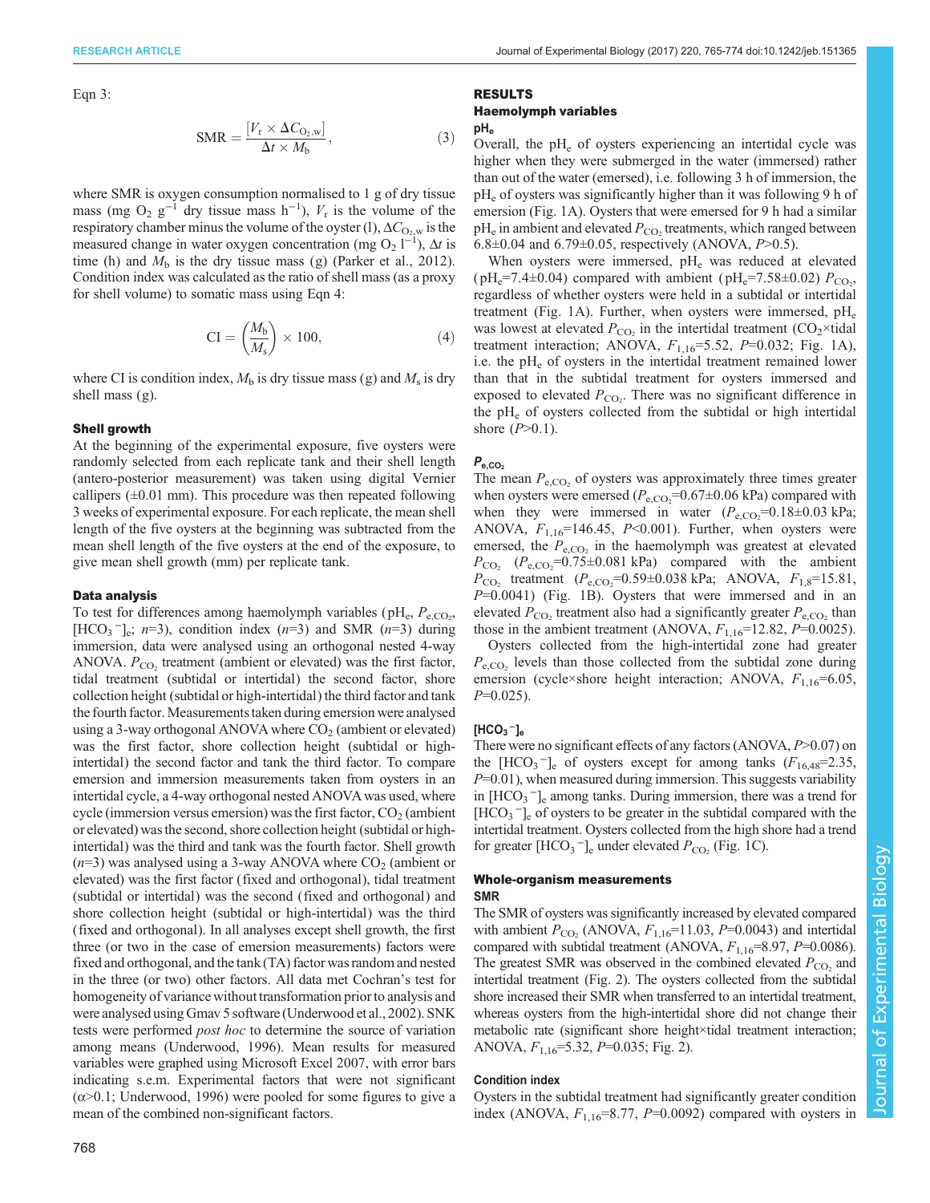Eqn 3:

$$\mathrm{SMR} = \frac{[V_r \times \Delta C_{O_2,w}]}{\Delta t \times M_b}, \quad (3)$$

where SMR is oxygen consumption normalised to 1 g of dry tissue mass (mg $O_2$ g$^{-1}$ dry tissue mass h$^{-1}$), $V_r$ is the volume of the respiratory chamber minus the volume of the oyster (l), $\Delta C_{O_2,w}$ is the measured change in water oxygen concentration (mg $O_2$ l$^{-1}$), $\Delta t$ is time (h) and $M_b$ is the dry tissue mass (g) (Parker et al., 2012). Condition index was calculated as the ratio of shell mass (as a proxy for shell volume) to somatic mass using Eqn 4:

$$\mathrm{CI} = \left(\frac{M_b}{M_s}\right) \times 100, \quad (4)$$

where CI is condition index, $M_b$ is dry tissue mass (g) and $M_s$ is dry shell mass (g).

### Shell growth

At the beginning of the experimental exposure, five oysters were randomly selected from each replicate tank and their shell length (antero-posterior measurement) was taken using digital Vernier callipers (±0.01 mm). This procedure was then repeated following 3 weeks of experimental exposure. For each replicate, the mean shell length of the five oysters at the beginning was subtracted from the mean shell length of the five oysters at the end of the exposure, to give mean shell growth (mm) per replicate tank.

### Data analysis

To test for differences among haemolymph variables (pH$_e$, $P_{e,CO_2}$, $[HCO_3^-]_e$; $n$=3), condition index ($n$=3) and SMR ($n$=3) during immersion, data were analysed using an orthogonal nested 4-way ANOVA. $P_{CO_2}$ treatment (ambient or elevated) was the first factor, tidal treatment (subtidal or intertidal) the second factor, shore collection height (subtidal or high-intertidal) the third factor and tank the fourth factor. Measurements taken during emersion were analysed using a 3-way orthogonal ANOVA where $CO_2$ (ambient or elevated) was the first factor, shore collection height (subtidal or high-intertidal) the second factor and tank the third factor. To compare emersion and immersion measurements taken from oysters in an intertidal cycle, a 4-way orthogonal nested ANOVA was used, where cycle (immersion versus emersion) was the first factor, $CO_2$ (ambient or elevated) was the second, shore collection height (subtidal or high-intertidal) was the third and tank was the fourth factor. Shell growth ($n$=3) was analysed using a 3-way ANOVA where $CO_2$ (ambient or elevated) was the first factor (fixed and orthogonal), tidal treatment (subtidal or intertidal) was the second (fixed and orthogonal) and shore collection height (subtidal or high-intertidal) was the third (fixed and orthogonal). In all analyses except shell growth, the first three (or two in the case of emersion measurements) factors were fixed and orthogonal, and the tank (TA) factor was random and nested in the three (or two) other factors. All data met Cochran's test for homogeneity of variance without transformation prior to analysis and were analysed using Gmav 5 software (Underwood et al., 2002). SNK tests were performed *post hoc* to determine the source of variation among means (Underwood, 1996). Mean results for measured variables were graphed using Microsoft Excel 2007, with error bars indicating s.e.m. Experimental factors that were not significant ($\alpha$>0.1; Underwood, 1996) were pooled for some figures to give a mean of the combined non-significant factors.

## RESULTS

### Haemolymph variables

#### pH$_e$

Overall, the pH$_e$ of oysters experiencing an intertidal cycle was higher when they were submerged in the water (immersed) rather than out of the water (emersed), i.e. following 3 h of immersion, the pH$_e$ of oysters was significantly higher than it was following 9 h of emersion (Fig. 1A). Oysters that were emersed for 9 h had a similar pH$_e$ in ambient and elevated $P_{CO_2}$ treatments, which ranged between 6.8±0.04 and 6.79±0.05, respectively (ANOVA, $P$>0.5).

When oysters were immersed, pH$_e$ was reduced at elevated (pH$_e$=7.4±0.04) compared with ambient (pH$_e$=7.58±0.02) $P_{CO_2}$, regardless of whether oysters were held in a subtidal or intertidal treatment (Fig. 1A). Further, when oysters were immersed, pH$_e$ was lowest at elevated $P_{CO_2}$ in the intertidal treatment ($CO_2$×tidal treatment interaction; ANOVA, $F_{1,16}$=5.52, $P$=0.032; Fig. 1A), i.e. the pH$_e$ of oysters in the intertidal treatment remained lower than that in the subtidal treatment for oysters immersed and exposed to elevated $P_{CO_2}$. There was no significant difference in the pH$_e$ of oysters collected from the subtidal or high intertidal shore ($P$>0.1).

#### $P_{e,CO_2}$

The mean $P_{e,CO_2}$ of oysters was approximately three times greater when oysters were emersed ($P_{e,CO_2}$=0.67±0.06 kPa) compared with when they were immersed in water ($P_{e,CO_2}$=0.18±0.03 kPa; ANOVA, $F_{1,16}$=146.45, $P$<0.001). Further, when oysters were emersed, the $P_{e,CO_2}$ in the haemolymph was greatest at elevated $P_{CO_2}$ ($P_{e,CO_2}$=0.75±0.081 kPa) compared with the ambient $P_{CO_2}$ treatment ($P_{e,CO_2}$=0.59±0.038 kPa; ANOVA, $F_{1,8}$=15.81, $P$=0.0041) (Fig. 1B). Oysters that were immersed and in an elevated $P_{CO_2}$ treatment also had a significantly greater $P_{e,CO_2}$ than those in the ambient treatment (ANOVA, $F_{1,16}$=12.82, $P$=0.0025).

Oysters collected from the high-intertidal zone had greater $P_{e,CO_2}$ levels than those collected from the subtidal zone during emersion (cycle×shore height interaction; ANOVA, $F_{1,16}$=6.05, $P$=0.025).

#### $[HCO_3^-]_e$

There were no significant effects of any factors (ANOVA, $P$>0.07) on the $[HCO_3^-]_e$ of oysters except for among tanks ($F_{16,48}$=2.35, $P$=0.01), when measured during immersion. This suggests variability in $[HCO_3^-]_e$ among tanks. During immersion, there was a trend for $[HCO_3^-]_e$ of oysters to be greater in the subtidal compared with the intertidal treatment. Oysters collected from the high shore had a trend for greater $[HCO_3^-]_e$ under elevated $P_{CO_2}$ (Fig. 1C).

### Whole-organism measurements

#### SMR

The SMR of oysters was significantly increased by elevated compared with ambient $P_{CO_2}$ (ANOVA, $F_{1,16}$=11.03, $P$=0.0043) and intertidal compared with subtidal treatment (ANOVA, $F_{1,16}$=8.97, $P$=0.0086). The greatest SMR was observed in the combined elevated $P_{CO_2}$ and intertidal treatment (Fig. 2). The oysters collected from the subtidal shore increased their SMR when transferred to an intertidal treatment, whereas oysters from the high-intertidal shore did not change their metabolic rate (significant shore height×tidal treatment interaction; ANOVA, $F_{1,16}$=5.32, $P$=0.035; Fig. 2).

#### Condition index

Oysters in the subtidal treatment had significantly greater condition index (ANOVA, $F_{1,16}$=8.77, $P$=0.0092) compared with oysters in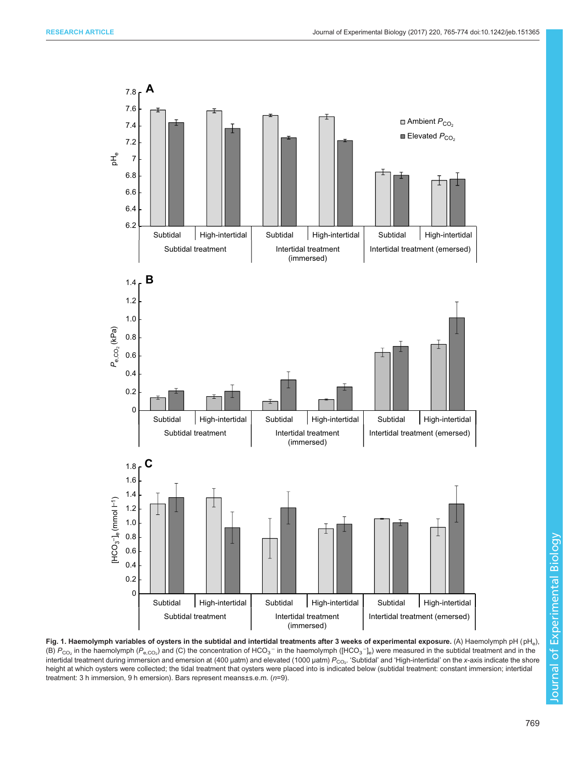**Fig. 1. Haemolymph variables of oysters in the subtidal and intertidal treatments after 3 weeks of experimental exposure.** (A) Haemolymph pH (pH$_e$), (B) $P_{CO_2}$ in the haemolymph ($P_{e,CO_2}$) and (C) the concentration of $HCO_3^-$ in the haemolymph ($[HCO_3^-]_e$) were measured in the subtidal treatment and in the intertidal treatment during immersion and emersion at (400 µatm) and elevated (1000 µatm) $P_{CO_2}$. 'Subtidal' and 'High-intertidal' on the *x*-axis indicate the shore height at which oysters were collected; the tidal treatment that oysters were placed into is indicated below (subtidal treatment: constant immersion; intertidal treatment: 3 h immersion, 9 h emersion). Bars represent means±s.e.m. (*n*=9).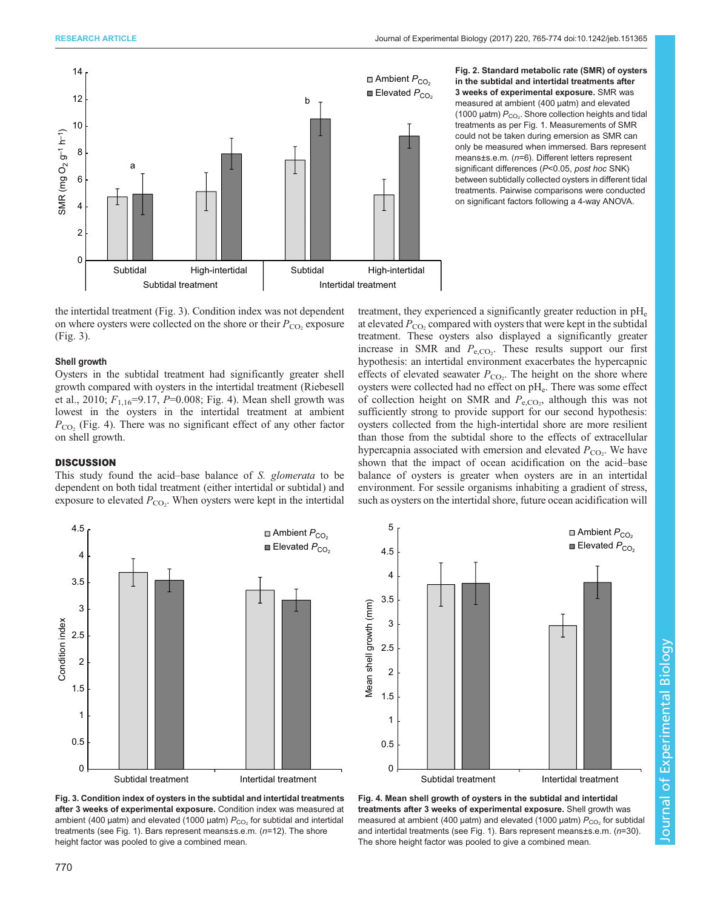**Fig. 2. Standard metabolic rate (SMR) of oysters in the subtidal and intertidal treatments after 3 weeks of experimental exposure.** SMR was measured at ambient (400 µatm) and elevated (1000 µatm) $P_{CO_2}$. Shore collection heights and tidal treatments as per Fig. 1. Measurements of SMR could not be taken during emersion as SMR can only be measured when immersed. Bars represent means±s.e.m. (*n*=6). Different letters represent significant differences (*P*<0.05, *post hoc* SNK) between subtidally collected oysters in different tidal treatments. Pairwise comparisons were conducted on significant factors following a 4-way ANOVA.

the intertidal treatment (Fig. 3). Condition index was not dependent on where oysters were collected on the shore or their $P_{CO_2}$ exposure (Fig. 3).

### Shell growth

Oysters in the subtidal treatment had significantly greater shell growth compared with oysters in the intertidal treatment (Riebesell et al., 2010; $F_{1,16}$=9.17, *P*=0.008; Fig. 4). Mean shell growth was lowest in the oysters in the intertidal treatment at ambient $P_{CO_2}$ (Fig. 4). There was no significant effect of any other factor on shell growth.

## DISCUSSION

This study found the acid–base balance of *S. glomerata* to be dependent on both tidal treatment (either intertidal or subtidal) and exposure to elevated $P_{CO_2}$. When oysters were kept in the intertidal treatment, they experienced a significantly greater reduction in $pH_e$ at elevated $P_{CO_2}$ compared with oysters that were kept in the subtidal treatment. These oysters also displayed a significantly greater increase in SMR and $P_{e,CO_2}$. These results support our first hypothesis: an intertidal environment exacerbates the hypercapnic effects of elevated seawater $P_{CO_2}$. The height on the shore where oysters were collected had no effect on $pH_e$. There was some effect of collection height on SMR and $P_{e,CO_2}$, although this was not sufficiently strong to provide support for our second hypothesis: oysters collected from the high-intertidal shore are more resilient than those from the subtidal shore to the effects of extracellular hypercapnia associated with emersion and elevated $P_{CO_2}$. We have shown that the impact of ocean acidification on the acid–base balance of oysters is greater when oysters are in an intertidal environment. For sessile organisms inhabiting a gradient of stress, such as oysters on the intertidal shore, future ocean acidification will

**Fig. 3. Condition index of oysters in the subtidal and intertidal treatments after 3 weeks of experimental exposure.** Condition index was measured at ambient (400 µatm) and elevated (1000 µatm) $P_{CO_2}$ for subtidal and intertidal treatments (see Fig. 1). Bars represent means±s.e.m. (*n*=12). The shore height factor was pooled to give a combined mean.

**Fig. 4. Mean shell growth of oysters in the subtidal and intertidal treatments after 3 weeks of experimental exposure.** Shell growth was measured at ambient (400 µatm) and elevated (1000 µatm) $P_{CO_2}$ for subtidal and intertidal treatments (see Fig. 1). Bars represent means±s.e.m. (*n*=30). The shore height factor was pooled to give a combined mean.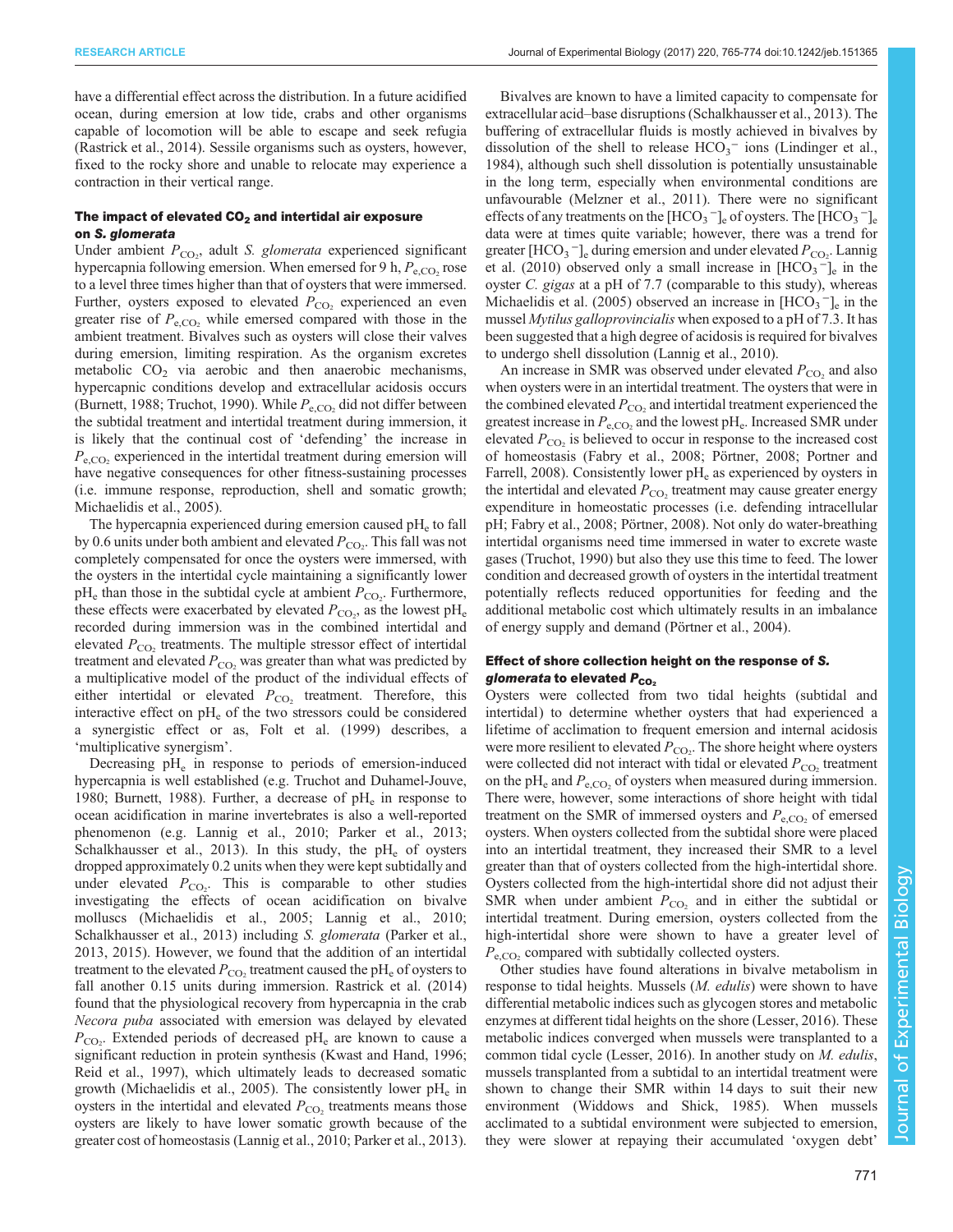have a differential effect across the distribution. In a future acidified ocean, during emersion at low tide, crabs and other organisms capable of locomotion will be able to escape and seek refugia (Rastrick et al., 2014). Sessile organisms such as oysters, however, fixed to the rocky shore and unable to relocate may experience a contraction in their vertical range.

### The impact of elevated $CO_2$ and intertidal air exposure on *S. glomerata*

Under ambient $P_{CO_2}$, adult *S. glomerata* experienced significant hypercapnia following emersion. When emersed for 9 h, $P_{e,CO_2}$ rose to a level three times higher than that of oysters that were immersed. Further, oysters exposed to elevated $P_{CO_2}$ experienced an even greater rise of $P_{e,CO_2}$ while emersed compared with those in the ambient treatment. Bivalves such as oysters will close their valves during emersion, limiting respiration. As the organism excretes metabolic $CO_2$ via aerobic and then anaerobic mechanisms, hypercapnic conditions develop and extracellular acidosis occurs (Burnett, 1988; Truchot, 1990). While $P_{e,CO_2}$ did not differ between the subtidal treatment and intertidal treatment during immersion, it is likely that the continual cost of 'defending' the increase in $P_{e,CO_2}$ experienced in the intertidal treatment during emersion will have negative consequences for other fitness-sustaining processes (i.e. immune response, reproduction, shell and somatic growth; Michaelidis et al., 2005).

The hypercapnia experienced during emersion caused $pH_e$ to fall by 0.6 units under both ambient and elevated $P_{CO_2}$. This fall was not completely compensated for once the oysters were immersed, with the oysters in the intertidal cycle maintaining a significantly lower $pH_e$ than those in the subtidal cycle at ambient $P_{CO_2}$. Furthermore, these effects were exacerbated by elevated $P_{CO_2}$, as the lowest $pH_e$ recorded during immersion was in the combined intertidal and elevated $P_{CO_2}$ treatments. The multiple stressor effect of intertidal treatment and elevated $P_{CO_2}$ was greater than what was predicted by a multiplicative model of the product of the individual effects of either intertidal or elevated $P_{CO_2}$ treatment. Therefore, this interactive effect on $pH_e$ of the two stressors could be considered a synergistic effect or as, Folt et al. (1999) describes, a 'multiplicative synergism'.

Decreasing $pH_e$ in response to periods of emersion-induced hypercapnia is well established (e.g. Truchot and Duhamel-Jouve, 1980; Burnett, 1988). Further, a decrease of $pH_e$ in response to ocean acidification in marine invertebrates is also a well-reported phenomenon (e.g. Lannig et al., 2010; Parker et al., 2013; Schalkhausser et al., 2013). In this study, the $pH_e$ of oysters dropped approximately 0.2 units when they were kept subtidally and under elevated $P_{CO_2}$. This is comparable to other studies investigating the effects of ocean acidification on bivalve molluscs (Michaelidis et al., 2005; Lannig et al., 2010; Schalkhausser et al., 2013) including *S. glomerata* (Parker et al., 2013, 2015). However, we found that the addition of an intertidal treatment to the elevated $P_{CO_2}$ treatment caused the $pH_e$ of oysters to fall another 0.15 units during immersion. Rastrick et al. (2014) found that the physiological recovery from hypercapnia in the crab *Necora puba* associated with emersion was delayed by elevated $P_{CO_2}$. Extended periods of decreased $pH_e$ are known to cause a significant reduction in protein synthesis (Kwast and Hand, 1996; Reid et al., 1997), which ultimately leads to decreased somatic growth (Michaelidis et al., 2005). The consistently lower $pH_e$ in oysters in the intertidal and elevated $P_{CO_2}$ treatments means those oysters are likely to have lower somatic growth because of the greater cost of homeostasis (Lannig et al., 2010; Parker et al., 2013).

Bivalves are known to have a limited capacity to compensate for extracellular acid–base disruptions (Schalkhausser et al., 2013). The buffering of extracellular fluids is mostly achieved in bivalves by dissolution of the shell to release $HCO_3^-$ ions (Lindinger et al., 1984), although such shell dissolution is potentially unsustainable in the long term, especially when environmental conditions are unfavourable (Melzner et al., 2011). There were no significant effects of any treatments on the $[HCO_3^-]_e$ of oysters. The $[HCO_3^-]_e$ data were at times quite variable; however, there was a trend for greater $[HCO_3^-]_e$ during emersion and under elevated $P_{CO_2}$. Lannig et al. (2010) observed only a small increase in $[HCO_3^-]_e$ in the oyster *C. gigas* at a pH of 7.7 (comparable to this study), whereas Michaelidis et al. (2005) observed an increase in $[HCO_3^-]_e$ in the mussel *Mytilus galloprovincialis* when exposed to a pH of 7.3. It has been suggested that a high degree of acidosis is required for bivalves to undergo shell dissolution (Lannig et al., 2010).

An increase in SMR was observed under elevated $P_{CO_2}$ and also when oysters were in an intertidal treatment. The oysters that were in the combined elevated $P_{CO_2}$ and intertidal treatment experienced the greatest increase in $P_{e,CO_2}$ and the lowest $pH_e$. Increased SMR under elevated $P_{CO_2}$ is believed to occur in response to the increased cost of homeostasis (Fabry et al., 2008; Pörtner, 2008; Portner and Farrell, 2008). Consistently lower $pH_e$ as experienced by oysters in the intertidal and elevated $P_{CO_2}$ treatment may cause greater energy expenditure in homeostatic processes (i.e. defending intracellular pH; Fabry et al., 2008; Pörtner, 2008). Not only do water-breathing intertidal organisms need time immersed in water to excrete waste gases (Truchot, 1990) but also they use this time to feed. The lower condition and decreased growth of oysters in the intertidal treatment potentially reflects reduced opportunities for feeding and the additional metabolic cost which ultimately results in an imbalance of energy supply and demand (Pörtner et al., 2004).

### Effect of shore collection height on the response of *S. glomerata* to elevated $P_{CO_2}$

Oysters were collected from two tidal heights (subtidal and intertidal) to determine whether oysters that had experienced a lifetime of acclimation to frequent emersion and internal acidosis were more resilient to elevated $P_{CO_2}$. The shore height where oysters were collected did not interact with tidal or elevated $P_{CO_2}$ treatment on the $pH_e$ and $P_{e,CO_2}$ of oysters when measured during immersion. There were, however, some interactions of shore height with tidal treatment on the SMR of immersed oysters and $P_{e,CO_2}$ of emersed oysters. When oysters collected from the subtidal shore were placed into an intertidal treatment, they increased their SMR to a level greater than that of oysters collected from the high-intertidal shore. Oysters collected from the high-intertidal shore did not adjust their SMR when under ambient $P_{CO_2}$ and in either the subtidal or intertidal treatment. During emersion, oysters collected from the high-intertidal shore were shown to have a greater level of $P_{e,CO_2}$ compared with subtidally collected oysters.

Other studies have found alterations in bivalve metabolism in response to tidal heights. Mussels (*M. edulis*) were shown to have differential metabolic indices such as glycogen stores and metabolic enzymes at different tidal heights on the shore (Lesser, 2016). These metabolic indices converged when mussels were transplanted to a common tidal cycle (Lesser, 2016). In another study on *M. edulis*, mussels transplanted from a subtidal to an intertidal treatment were shown to change their SMR within 14 days to suit their new environment (Widdows and Shick, 1985). When mussels acclimated to a subtidal environment were subjected to emersion, they were slower at repaying their accumulated 'oxygen debt'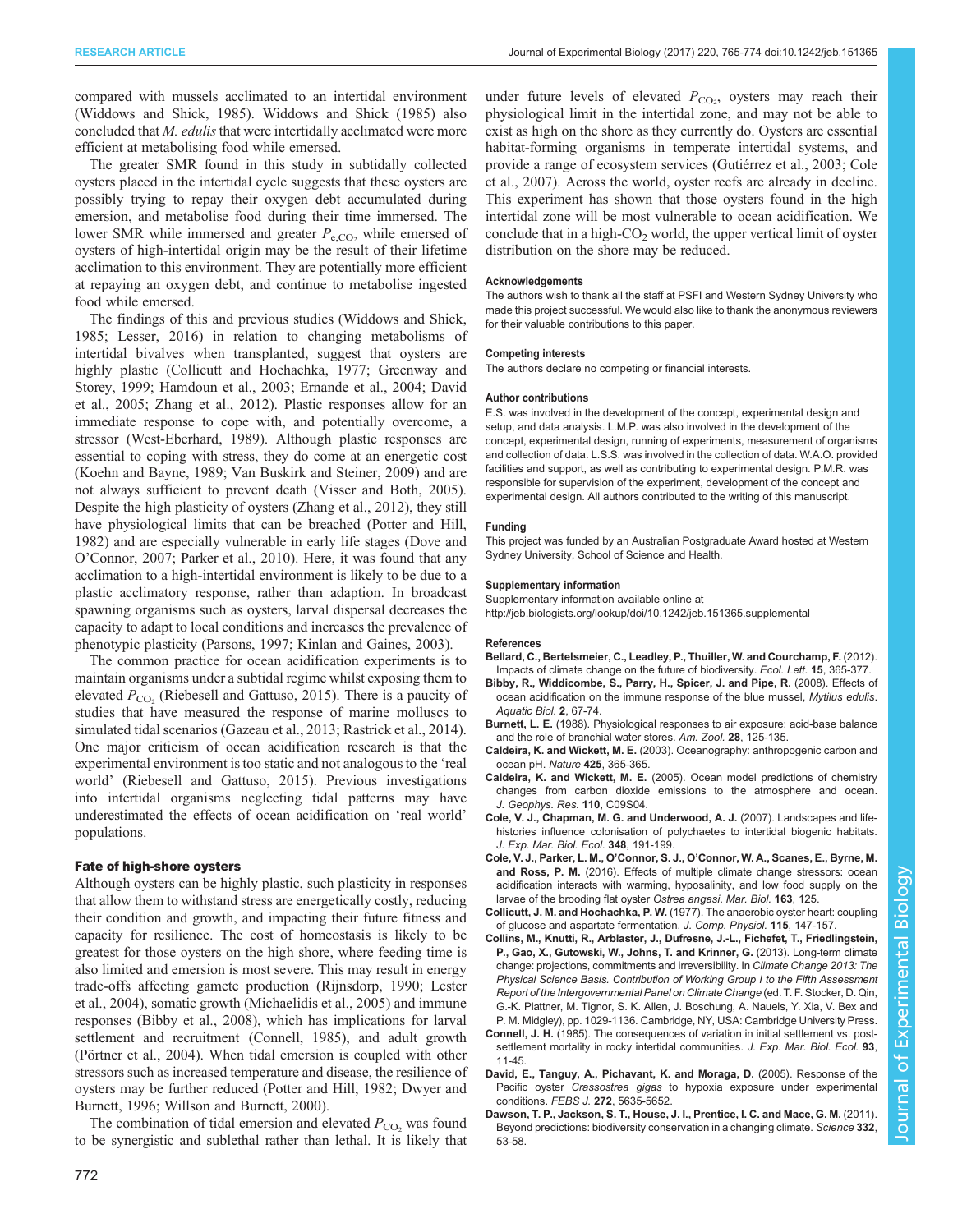compared with mussels acclimated to an intertidal environment (Widdows and Shick, 1985). Widdows and Shick (1985) also concluded that *M. edulis* that were intertidally acclimated were more efficient at metabolising food while emersed.

The greater SMR found in this study in subtidally collected oysters placed in the intertidal cycle suggests that these oysters are possibly trying to repay their oxygen debt accumulated during emersion, and metabolise food during their time immersed. The lower SMR while immersed and greater $P_{e,CO_2}$ while emersed of oysters of high-intertidal origin may be the result of their lifetime acclimation to this environment. They are potentially more efficient at repaying an oxygen debt, and continue to metabolise ingested food while emersed.

The findings of this and previous studies (Widdows and Shick, 1985; Lesser, 2016) in relation to changing metabolisms of intertidal bivalves when transplanted, suggest that oysters are highly plastic (Collicutt and Hochachka, 1977; Greenway and Storey, 1999; Hamdoun et al., 2003; Ernande et al., 2004; David et al., 2005; Zhang et al., 2012). Plastic responses allow for an immediate response to cope with, and potentially overcome, a stressor (West-Eberhard, 1989). Although plastic responses are essential to coping with stress, they do come at an energetic cost (Koehn and Bayne, 1989; Van Buskirk and Steiner, 2009) and are not always sufficient to prevent death (Visser and Both, 2005). Despite the high plasticity of oysters (Zhang et al., 2012), they still have physiological limits that can be breached (Potter and Hill, 1982) and are especially vulnerable in early life stages (Dove and O'Connor, 2007; Parker et al., 2010). Here, it was found that any acclimation to a high-intertidal environment is likely to be due to a plastic acclimatory response, rather than adaption. In broadcast spawning organisms such as oysters, larval dispersal decreases the capacity to adapt to local conditions and increases the prevalence of phenotypic plasticity (Parsons, 1997; Kinlan and Gaines, 2003).

The common practice for ocean acidification experiments is to maintain organisms under a subtidal regime whilst exposing them to elevated $P_{CO_2}$ (Riebesell and Gattuso, 2015). There is a paucity of studies that have measured the response of marine molluscs to simulated tidal scenarios (Gazeau et al., 2013; Rastrick et al., 2014). One major criticism of ocean acidification research is that the experimental environment is too static and not analogous to the 'real world' (Riebesell and Gattuso, 2015). Previous investigations into intertidal organisms neglecting tidal patterns may have underestimated the effects of ocean acidification on 'real world' populations.

### Fate of high-shore oysters

Although oysters can be highly plastic, such plasticity in responses that allow them to withstand stress are energetically costly, reducing their condition and growth, and impacting their future fitness and capacity for resilience. The cost of homeostasis is likely to be greatest for those oysters on the high shore, where feeding time is also limited and emersion is most severe. This may result in energy trade-offs affecting gamete production (Rijnsdorp, 1990; Lester et al., 2004), somatic growth (Michaelidis et al., 2005) and immune responses (Bibby et al., 2008), which has implications for larval settlement and recruitment (Connell, 1985), and adult growth (Pörtner et al., 2004). When tidal emersion is coupled with other stressors such as increased temperature and disease, the resilience of oysters may be further reduced (Potter and Hill, 1982; Dwyer and Burnett, 1996; Willson and Burnett, 2000).

The combination of tidal emersion and elevated $P_{CO_2}$ was found to be synergistic and sublethal rather than lethal. It is likely that under future levels of elevated $P_{CO_2}$, oysters may reach their physiological limit in the intertidal zone, and may not be able to exist as high on the shore as they currently do. Oysters are essential habitat-forming organisms in temperate intertidal systems, and provide a range of ecosystem services (Gutiérrez et al., 2003; Cole et al., 2007). Across the world, oyster reefs are already in decline. This experiment has shown that those oysters found in the high intertidal zone will be most vulnerable to ocean acidification. We conclude that in a high-$CO_2$ world, the upper vertical limit of oyster distribution on the shore may be reduced.

#### Acknowledgements

The authors wish to thank all the staff at PSFI and Western Sydney University who made this project successful. We would also like to thank the anonymous reviewers for their valuable contributions to this paper.

#### Competing interests

The authors declare no competing or financial interests.

#### Author contributions

E.S. was involved in the development of the concept, experimental design and setup, and data analysis. L.M.P. was also involved in the development of the concept, experimental design, running of experiments, measurement of organisms and collection of data. L.S.S. was involved in the collection of data. W.A.O. provided facilities and support, as well as contributing to experimental design. P.M.R. was responsible for supervision of the experiment, development of the concept and experimental design. All authors contributed to the writing of this manuscript.

#### Funding

This project was funded by an Australian Postgraduate Award hosted at Western Sydney University, School of Science and Health.

#### Supplementary information

Supplementary information available online at http://jeb.biologists.org/lookup/doi/10.1242/jeb.151365.supplemental

#### References

**Bellard, C., Bertelsmeier, C., Leadley, P., Thuiller, W. and Courchamp, F.** (2012). Impacts of climate change on the future of biodiversity. *Ecol. Lett.* **15**, 365-377.

**Bibby, R., Widdicombe, S., Parry, H., Spicer, J. and Pipe, R.** (2008). Effects of ocean acidification on the immune response of the blue mussel, *Mytilus edulis*. *Aquatic Biol.* **2**, 67-74.

**Burnett, L. E.** (1988). Physiological responses to air exposure: acid-base balance and the role of branchial water stores. *Am. Zool.* **28**, 125-135.

**Caldeira, K. and Wickett, M. E.** (2003). Oceanography: anthropogenic carbon and ocean pH. *Nature* **425**, 365-365.

**Caldeira, K. and Wickett, M. E.** (2005). Ocean model predictions of chemistry changes from carbon dioxide emissions to the atmosphere and ocean. *J. Geophys. Res.* **110**, C09S04.

**Cole, V. J., Chapman, M. G. and Underwood, A. J.** (2007). Landscapes and life-histories influence colonisation of polychaetes to intertidal biogenic habitats. *J. Exp. Mar. Biol. Ecol.* **348**, 191-199.

**Cole, V. J., Parker, L. M., O'Connor, S. J., O'Connor, W. A., Scanes, E., Byrne, M. and Ross, P. M.** (2016). Effects of multiple climate change stressors: ocean acidification interacts with warming, hyposalinity, and low food supply on the larvae of the brooding flat oyster *Ostrea angasi*. *Mar. Biol.* **163**, 125.

**Collicutt, J. M. and Hochachka, P. W.** (1977). The anaerobic oyster heart: coupling of glucose and aspartate fermentation. *J. Comp. Physiol.* **115**, 147-157.

**Collins, M., Knutti, R., Arblaster, J., Dufresne, J.-L., Fichefet, T., Friedlingstein, P., Gao, X., Gutowski, W., Johns, T. and Krinner, G.** (2013). Long-term climate change: projections, commitments and irreversibility. In *Climate Change 2013: The Physical Science Basis. Contribution of Working Group I to the Fifth Assessment Report of the Intergovernmental Panel on Climate Change* (ed. T. F. Stocker, D. Qin, G.-K. Plattner, M. Tignor, S. K. Allen, J. Boschung, A. Nauels, Y. Xia, V. Bex and P. M. Midgley), pp. 1029-1136. Cambridge, NY, USA: Cambridge University Press.

**Connell, J. H.** (1985). The consequences of variation in initial settlement vs. post-settlement mortality in rocky intertidal communities. *J. Exp. Mar. Biol. Ecol.* **93**, 11-45.

**David, E., Tanguy, A., Pichavant, K. and Moraga, D.** (2005). Response of the Pacific oyster *Crassostrea gigas* to hypoxia exposure under experimental conditions. *FEBS J.* **272**, 5635-5652.

**Dawson, T. P., Jackson, S. T., House, J. I., Prentice, I. C. and Mace, G. M.** (2011). Beyond predictions: biodiversity conservation in a changing climate. *Science* **332**, 53-58.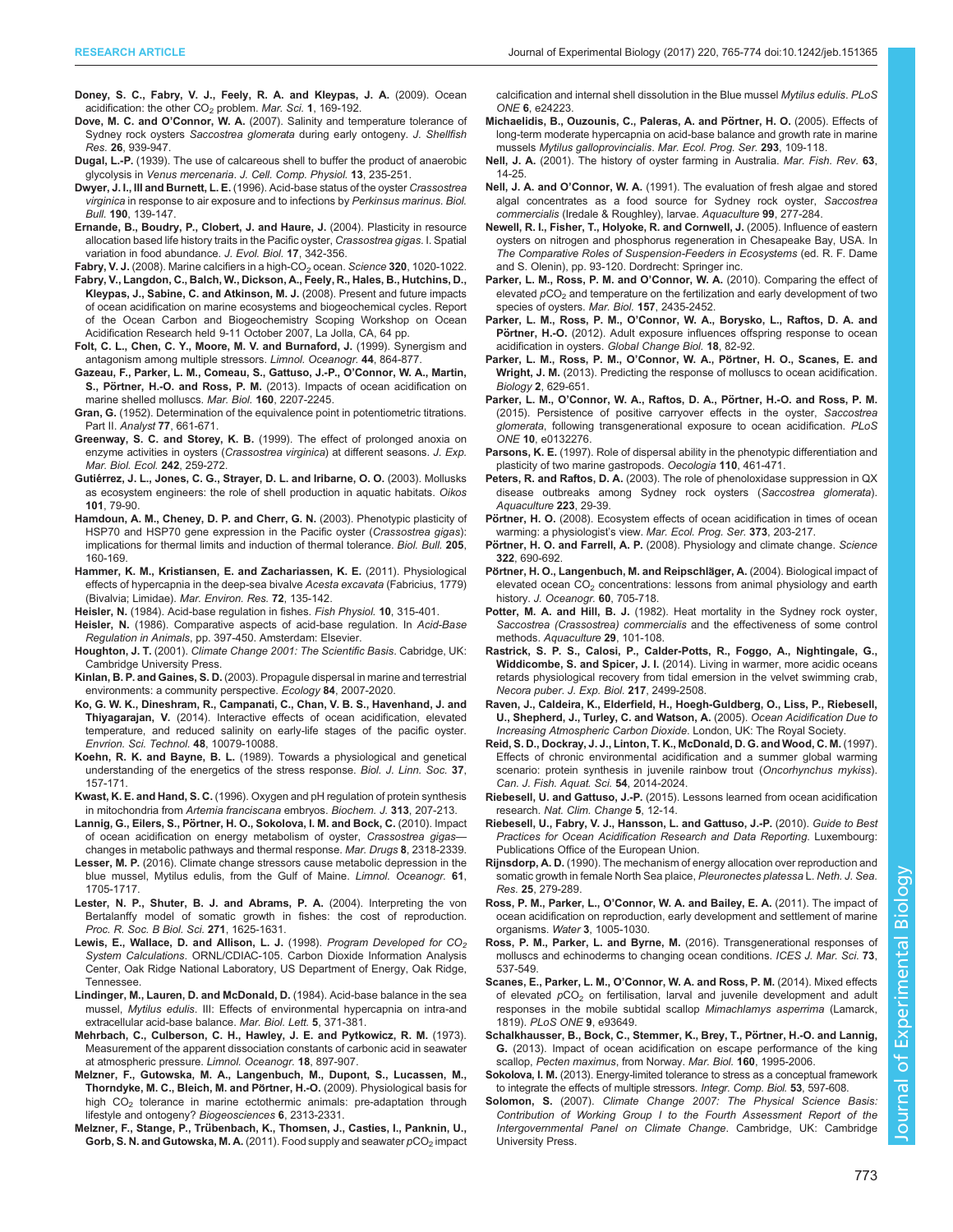**Doney, S. C., Fabry, V. J., Feely, R. A. and Kleypas, J. A.** (2009). Ocean acidification: the other $CO_2$ problem. *Mar. Sci.* **1**, 169-192.

**Dove, M. C. and O'Connor, W. A.** (2007). Salinity and temperature tolerance of Sydney rock oysters *Saccostrea glomerata* during early ontogeny. *J. Shellfish Res.* **26**, 939-947.

**Dugal, L.-P.** (1939). The use of calcareous shell to buffer the product of anaerobic glycolysis in *Venus mercenaria*. *J. Cell. Comp. Physiol.* **13**, 235-251.

**Dwyer, J. I., III and Burnett, L. E.** (1996). Acid-base status of the oyster *Crassostrea virginica* in response to air exposure and to infections by *Perkinsus marinus*. *Biol. Bull.* **190**, 139-147.

**Ernande, B., Boudry, P., Clobert, J. and Haure, J.** (2004). Plasticity in resource allocation based life history traits in the Pacific oyster, *Crassostrea gigas*. I. Spatial variation in food abundance. *J. Evol. Biol.* **17**, 342-356.

**Fabry, V. J.** (2008). Marine calcifiers in a high-$CO_2$ ocean. *Science* **320**, 1020-1022.

**Fabry, V., Langdon, C., Balch, W., Dickson, A., Feely, R., Hales, B., Hutchins, D., Kleypas, J., Sabine, C. and Atkinson, M. J.** (2008). Present and future impacts of ocean acidification on marine ecosystems and biogeochemical cycles. Report of the Ocean Carbon and Biogeochemistry Scoping Workshop on Ocean Acidification Research held 9-11 October 2007, La Jolla, CA, 64 pp.

**Folt, C. L., Chen, C. Y., Moore, M. V. and Burnaford, J.** (1999). Synergism and antagonism among multiple stressors. *Limnol. Oceanogr.* **44**, 864-877.

**Gazeau, F., Parker, L. M., Comeau, S., Gattuso, J.-P., O'Connor, W. A., Martin, S., Pörtner, H.-O. and Ross, P. M.** (2013). Impacts of ocean acidification on marine shelled molluscs. *Mar. Biol.* **160**, 2207-2245.

**Gran, G.** (1952). Determination of the equivalence point in potentiometric titrations. Part II. *Analyst* **77**, 661-671.

**Greenway, S. C. and Storey, K. B.** (1999). The effect of prolonged anoxia on enzyme activities in oysters (*Crassostrea virginica*) at different seasons. *J. Exp. Mar. Biol. Ecol.* **242**, 259-272.

**Gutiérrez, J. L., Jones, C. G., Strayer, D. L. and Iribarne, O. O.** (2003). Mollusks as ecosystem engineers: the role of shell production in aquatic habitats. *Oikos* **101**, 79-90.

**Hamdoun, A. M., Cheney, D. P. and Cherr, G. N.** (2003). Phenotypic plasticity of HSP70 and HSP70 gene expression in the Pacific oyster (*Crassostrea gigas*): implications for thermal limits and induction of thermal tolerance. *Biol. Bull.* **205**, 160-169.

**Hammer, K. M., Kristiansen, E. and Zachariassen, K. E.** (2011). Physiological effects of hypercapnia in the deep-sea bivalve *Acesta excavata* (Fabricius, 1779) (Bivalvia; Limidae). *Mar. Environ. Res.* **72**, 135-142.

**Heisler, N.** (1984). Acid-base regulation in fishes. *Fish Physiol.* **10**, 315-401.

**Heisler, N.** (1986). Comparative aspects of acid-base regulation. In *Acid-Base Regulation in Animals*, pp. 397-450. Amsterdam: Elsevier.

**Houghton, J. T.** (2001). *Climate Change 2001: The Scientific Basis*. Cabridge, UK: Cambridge University Press.

**Kinlan, B. P. and Gaines, S. D.** (2003). Propagule dispersal in marine and terrestrial environments: a community perspective. *Ecology* **84**, 2007-2020.

**Ko, G. W. K., Dineshram, R., Campanati, C., Chan, V. B. S., Havenhand, J. and Thiyagarajan, V.** (2014). Interactive effects of ocean acidification, elevated temperature, and reduced salinity on early-life stages of the pacific oyster. *Envrion. Sci. Technol.* **48**, 10079-10088.

**Koehn, R. K. and Bayne, B. L.** (1989). Towards a physiological and genetical understanding of the energetics of the stress response. *Biol. J. Linn. Soc.* **37**, 157-171.

**Kwast, K. E. and Hand, S. C.** (1996). Oxygen and pH regulation of protein synthesis in mitochondria from *Artemia franciscana* embryos. *Biochem. J.* **313**, 207-213.

**Lannig, G., Eilers, S., Pörtner, H. O., Sokolova, I. M. and Bock, C.** (2010). Impact of ocean acidification on energy metabolism of oyster, *Crassostrea gigas*—changes in metabolic pathways and thermal response. *Mar. Drugs* **8**, 2318-2339.

**Lesser, M. P.** (2016). Climate change stressors cause metabolic depression in the blue mussel, Mytilus edulis, from the Gulf of Maine. *Limnol. Oceanogr.* **61**, 1705-1717.

**Lester, N. P., Shuter, B. J. and Abrams, P. A.** (2004). Interpreting the von Bertalanffy model of somatic growth in fishes: the cost of reproduction. *Proc. R. Soc. B Biol. Sci.* **271**, 1625-1631.

**Lewis, E., Wallace, D. and Allison, L. J.** (1998). *Program Developed for $CO_2$ System Calculations*. ORNL/CDIAC-105. Carbon Dioxide Information Analysis Center, Oak Ridge National Laboratory, US Department of Energy, Oak Ridge, Tennessee.

**Lindinger, M., Lauren, D. and McDonald, D.** (1984). Acid-base balance in the sea mussel, *Mytilus edulis*. III: Effects of environmental hypercapnia on intra-and extracellular acid-base balance. *Mar. Biol. Lett.* **5**, 371-381.

**Mehrbach, C., Culberson, C. H., Hawley, J. E. and Pytkowicz, R. M.** (1973). Measurement of the apparent dissociation constants of carbonic acid in seawater at atmospheric pressure. *Limnol. Oceanogr.* **18**, 897-907.

**Melzner, F., Gutowska, M. A., Langenbuch, M., Dupont, S., Lucassen, M., Thorndyke, M. C., Bleich, M. and Pörtner, H.-O.** (2009). Physiological basis for high $CO_2$ tolerance in marine ectothermic animals: pre-adaptation through lifestyle and ontogeny? *Biogeosciences* **6**, 2313-2331.

**Melzner, F., Stange, P., Trübenbach, K., Thomsen, J., Casties, I., Panknin, U., Gorb, S. N. and Gutowska, M. A.** (2011). Food supply and seawater $pCO_2$ impact calcification and internal shell dissolution in the Blue mussel *Mytilus edulis*. *PLoS ONE* **6**, e24223.

**Michaelidis, B., Ouzounis, C., Paleras, A. and Pörtner, H. O.** (2005). Effects of long-term moderate hypercapnia on acid-base balance and growth rate in marine mussels *Mytilus galloprovincialis*. *Mar. Ecol. Prog. Ser.* **293**, 109-118.

**Nell, J. A.** (2001). The history of oyster farming in Australia. *Mar. Fish. Rev.* **63**, 14-25.

**Nell, J. A. and O'Connor, W. A.** (1991). The evaluation of fresh algae and stored algal concentrates as a food source for Sydney rock oyster, *Saccostrea commercialis* (Iredale & Roughley), larvae. *Aquaculture* **99**, 277-284.

**Newell, R. I., Fisher, T., Holyoke, R. and Cornwell, J.** (2005). Influence of eastern oysters on nitrogen and phosphorus regeneration in Chesapeake Bay, USA. In *The Comparative Roles of Suspension-Feeders in Ecosystems* (ed. R. F. Dame and S. Olenin), pp. 93-120. Dordrecht: Springer inc.

**Parker, L. M., Ross, P. M. and O'Connor, W. A.** (2010). Comparing the effect of elevated $pCO_2$ and temperature on the fertilization and early development of two species of oysters. *Mar. Biol.* **157**, 2435-2452.

**Parker, L. M., Ross, P. M., O'Connor, W. A., Borysko, L., Raftos, D. A. and Pörtner, H.-O.** (2012). Adult exposure influences offspring response to ocean acidification in oysters. *Global Change Biol.* **18**, 82-92.

**Parker, L. M., Ross, P. M., O'Connor, W. A., Pörtner, H. O., Scanes, E. and Wright, J. M.** (2013). Predicting the response of molluscs to ocean acidification. *Biology* **2**, 629-651.

**Parker, L. M., O'Connor, W. A., Raftos, D. A., Pörtner, H.-O. and Ross, P. M.** (2015). Persistence of positive carryover effects in the oyster, *Saccostrea glomerata*, following transgenerational exposure to ocean acidification. *PLoS ONE* **10**, e0132276.

**Parsons, K. E.** (1997). Role of dispersal ability in the phenotypic differentiation and plasticity of two marine gastropods. *Oecologia* **110**, 461-471.

**Peters, R. and Raftos, D. A.** (2003). The role of phenoloxidase suppression in QX disease outbreaks among Sydney rock oysters (*Saccostrea glomerata*). *Aquaculture* **223**, 29-39.

**Pörtner, H. O.** (2008). Ecosystem effects of ocean acidification in times of ocean warming: a physiologist's view. *Mar. Ecol. Prog. Ser.* **373**, 203-217.

**Pörtner, H. O. and Farrell, A. P.** (2008). Physiology and climate change. *Science* **322**, 690-692.

**Pörtner, H. O., Langenbuch, M. and Reipschläger, A.** (2004). Biological impact of elevated ocean $CO_2$ concentrations: lessons from animal physiology and earth history. *J. Oceanogr.* **60**, 705-718.

**Potter, M. A. and Hill, B. J.** (1982). Heat mortality in the Sydney rock oyster, *Saccostrea (Crassostrea) commercialis* and the effectiveness of some control methods. *Aquaculture* **29**, 101-108.

**Rastrick, S. P. S., Calosi, P., Calder-Potts, R., Foggo, A., Nightingale, G., Widdicombe, S. and Spicer, J. I.** (2014). Living in warmer, more acidic oceans retards physiological recovery from tidal emersion in the velvet swimming crab, *Necora puber*. *J. Exp. Biol.* **217**, 2499-2508.

**Raven, J., Caldeira, K., Elderfield, H., Hoegh-Guldberg, O., Liss, P., Riebesell, U., Shepherd, J., Turley, C. and Watson, A.** (2005). *Ocean Acidification Due to Increasing Atmospheric Carbon Dioxide*. London, UK: The Royal Society.

**Reid, S. D., Dockray, J. J., Linton, T. K., McDonald, D. G. and Wood, C. M.** (1997). Effects of chronic environmental acidification and a summer global warming scenario: protein synthesis in juvenile rainbow trout (*Oncorhynchus mykiss*). *Can. J. Fish. Aquat. Sci.* **54**, 2014-2024.

**Riebesell, U. and Gattuso, J.-P.** (2015). Lessons learned from ocean acidification research. *Nat. Clim. Change* **5**, 12-14.

**Riebesell, U., Fabry, V. J., Hansson, L. and Gattuso, J.-P.** (2010). *Guide to Best Practices for Ocean Acidification Research and Data Reporting*. Luxembourg: Publications Office of the European Union.

**Rijnsdorp, A. D.** (1990). The mechanism of energy allocation over reproduction and somatic growth in female North Sea plaice, *Pleuronectes platessa* L. *Neth. J. Sea. Res.* **25**, 279-289.

**Ross, P. M., Parker, L., O'Connor, W. A. and Bailey, E. A.** (2011). The impact of ocean acidification on reproduction, early development and settlement of marine organisms. *Water* **3**, 1005-1030.

**Ross, P. M., Parker, L. and Byrne, M.** (2016). Transgenerational responses of molluscs and echinoderms to changing ocean conditions. *ICES J. Mar. Sci.* **73**, 537-549.

**Scanes, E., Parker, L. M., O'Connor, W. A. and Ross, P. M.** (2014). Mixed effects of elevated $pCO_2$ on fertilisation, larval and juvenile development and adult responses in the mobile subtidal scallop *Mimachlamys asperrima* (Lamarck, 1819). *PLoS ONE* **9**, e93649.

**Schalkhausser, B., Bock, C., Stemmer, K., Brey, T., Pörtner, H.-O. and Lannig, G.** (2013). Impact of ocean acidification on escape performance of the king scallop, *Pecten maximus*, from Norway. *Mar. Biol.* **160**, 1995-2006.

**Sokolova, I. M.** (2013). Energy-limited tolerance to stress as a conceptual framework to integrate the effects of multiple stressors. *Integr. Comp. Biol.* **53**, 597-608.

**Solomon, S.** (2007). *Climate Change 2007: The Physical Science Basis: Contribution of Working Group I to the Fourth Assessment Report of the Intergovernmental Panel on Climate Change*. Cambridge, UK: Cambridge University Press.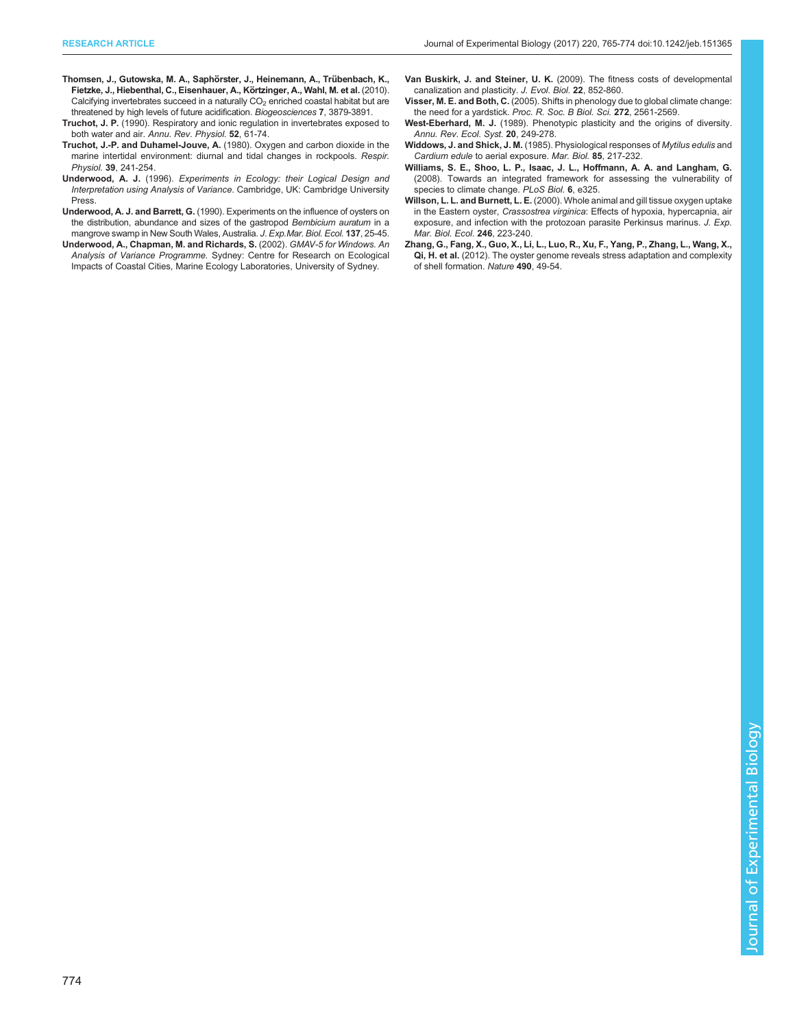**Thomsen, J., Gutowska, M. A., Saphörster, J., Heinemann, A., Trübenbach, K., Fietzke, J., Hiebenthal, C., Eisenhauer, A., Körtzinger, A., Wahl, M. et al.** (2010). Calcifying invertebrates succeed in a naturally $CO_2$ enriched coastal habitat but are threatened by high levels of future acidification. *Biogeosciences* **7**, 3879-3891.

**Truchot, J. P.** (1990). Respiratory and ionic regulation in invertebrates exposed to both water and air. *Annu. Rev. Physiol.* **52**, 61-74.

**Truchot, J.-P. and Duhamel-Jouve, A.** (1980). Oxygen and carbon dioxide in the marine intertidal environment: diurnal and tidal changes in rockpools. *Respir. Physiol.* **39**, 241-254.

**Underwood, A. J.** (1996). *Experiments in Ecology: their Logical Design and Interpretation using Analysis of Variance*. Cambridge, UK: Cambridge University Press.

**Underwood, A. J. and Barrett, G.** (1990). Experiments on the influence of oysters on the distribution, abundance and sizes of the gastropod *Bembicium auratum* in a mangrove swamp in New South Wales, Australia. *J. Exp.Mar. Biol. Ecol.* **137**, 25-45.

**Underwood, A., Chapman, M. and Richards, S.** (2002). *GMAV-5 for Windows. An Analysis of Variance Programme.* Sydney: Centre for Research on Ecological Impacts of Coastal Cities, Marine Ecology Laboratories, University of Sydney.

**Van Buskirk, J. and Steiner, U. K.** (2009). The fitness costs of developmental canalization and plasticity. *J. Evol. Biol.* **22**, 852-860.

**Visser, M. E. and Both, C.** (2005). Shifts in phenology due to global climate change: the need for a yardstick. *Proc. R. Soc. B Biol. Sci.* **272**, 2561-2569.

**West-Eberhard, M. J.** (1989). Phenotypic plasticity and the origins of diversity. *Annu. Rev. Ecol. Syst.* **20**, 249-278.

**Widdows, J. and Shick, J. M.** (1985). Physiological responses of *Mytilus edulis* and *Cardium edule* to aerial exposure. *Mar. Biol.* **85**, 217-232.

**Williams, S. E., Shoo, L. P., Isaac, J. L., Hoffmann, A. A. and Langham, G.** (2008). Towards an integrated framework for assessing the vulnerability of species to climate change. *PLoS Biol.* **6**, e325.

**Willson, L. L. and Burnett, L. E.** (2000). Whole animal and gill tissue oxygen uptake in the Eastern oyster, *Crassostrea virginica*: Effects of hypoxia, hypercapnia, air exposure, and infection with the protozoan parasite Perkinsus marinus. *J. Exp. Mar. Biol. Ecol.* **246**, 223-240.

**Zhang, G., Fang, X., Guo, X., Li, L., Luo, R., Xu, F., Yang, P., Zhang, L., Wang, X., Qi, H. et al.** (2012). The oyster genome reveals stress adaptation and complexity of shell formation. *Nature* **490**, 49-54.